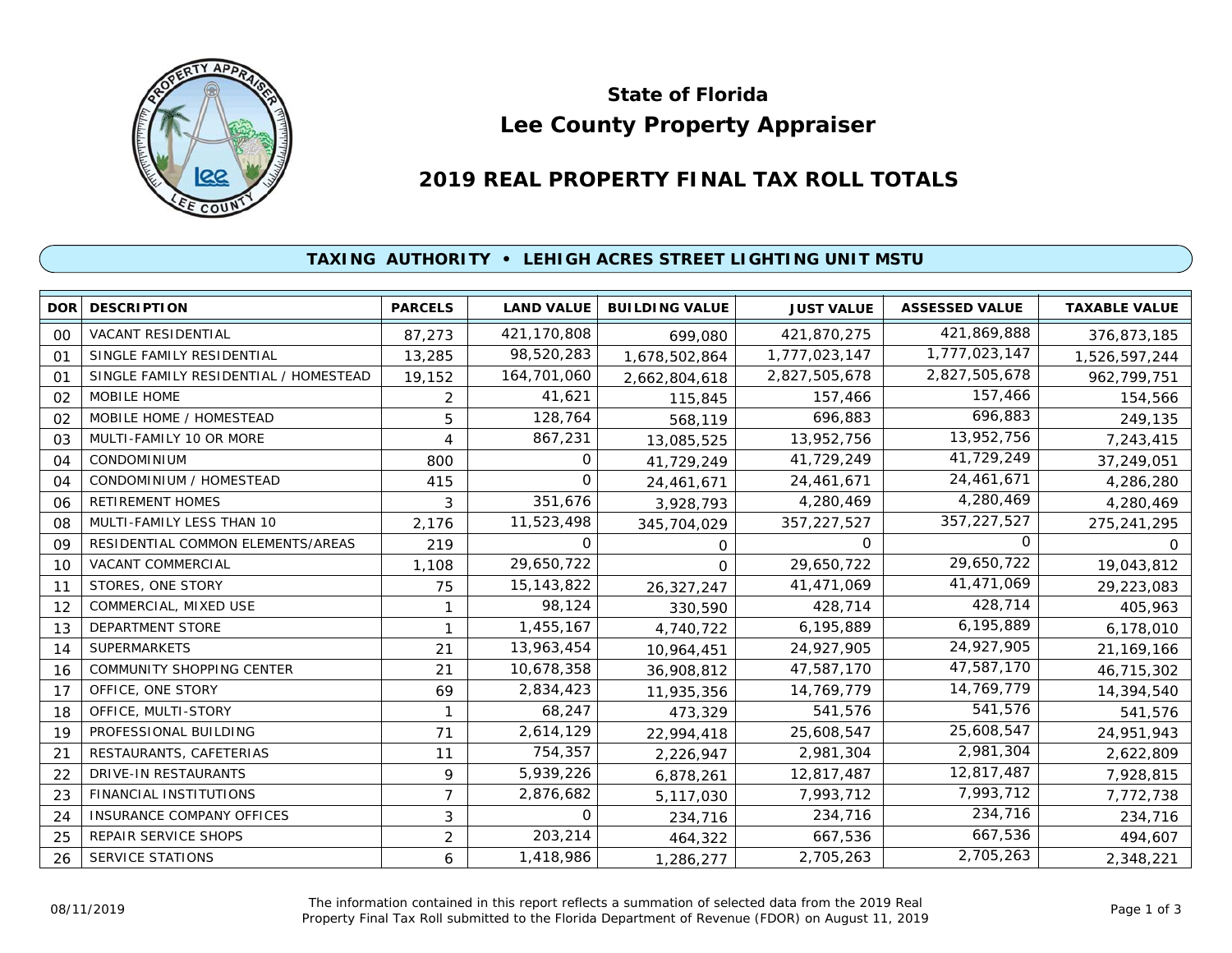## State of Florida
# Lee County Property Appraiser

## 2019 REAL PROPERTY FINAL TAX ROLL TOTALS

### TAXING AUTHORITY • LEHIGH ACRES STREET LIGHTING UNIT MSTU

| DOR | DESCRIPTION | PARCELS | LAND VALUE | BUILDING VALUE | JUST VALUE | ASSESSED VALUE | TAXABLE VALUE |
|---|---|---|---|---|---|---|---|
| 00 | VACANT RESIDENTIAL | 87,273 | 421,170,808 | 699,080 | 421,870,275 | 421,869,888 | 376,873,185 |
| 01 | SINGLE FAMILY RESIDENTIAL | 13,285 | 98,520,283 | 1,678,502,864 | 1,777,023,147 | 1,777,023,147 | 1,526,597,244 |
| 01 | SINGLE FAMILY RESIDENTIAL / HOMESTEAD | 19,152 | 164,701,060 | 2,662,804,618 | 2,827,505,678 | 2,827,505,678 | 962,799,751 |
| 02 | MOBILE HOME | 2 | 41,621 | 115,845 | 157,466 | 157,466 | 154,566 |
| 02 | MOBILE HOME / HOMESTEAD | 5 | 128,764 | 568,119 | 696,883 | 696,883 | 249,135 |
| 03 | MULTI-FAMILY 10 OR MORE | 4 | 867,231 | 13,085,525 | 13,952,756 | 13,952,756 | 7,243,415 |
| 04 | CONDOMINIUM | 800 | 0 | 41,729,249 | 41,729,249 | 41,729,249 | 37,249,051 |
| 04 | CONDOMINIUM / HOMESTEAD | 415 | 0 | 24,461,671 | 24,461,671 | 24,461,671 | 4,286,280 |
| 06 | RETIREMENT HOMES | 3 | 351,676 | 3,928,793 | 4,280,469 | 4,280,469 | 4,280,469 |
| 08 | MULTI-FAMILY LESS THAN 10 | 2,176 | 11,523,498 | 345,704,029 | 357,227,527 | 357,227,527 | 275,241,295 |
| 09 | RESIDENTIAL COMMON ELEMENTS/AREAS | 219 | 0 | 0 | 0 | 0 | 0 |
| 10 | VACANT COMMERCIAL | 1,108 | 29,650,722 | 0 | 29,650,722 | 29,650,722 | 19,043,812 |
| 11 | STORES, ONE STORY | 75 | 15,143,822 | 26,327,247 | 41,471,069 | 41,471,069 | 29,223,083 |
| 12 | COMMERCIAL, MIXED USE | 1 | 98,124 | 330,590 | 428,714 | 428,714 | 405,963 |
| 13 | DEPARTMENT STORE | 1 | 1,455,167 | 4,740,722 | 6,195,889 | 6,195,889 | 6,178,010 |
| 14 | SUPERMARKETS | 21 | 13,963,454 | 10,964,451 | 24,927,905 | 24,927,905 | 21,169,166 |
| 16 | COMMUNITY SHOPPING CENTER | 21 | 10,678,358 | 36,908,812 | 47,587,170 | 47,587,170 | 46,715,302 |
| 17 | OFFICE, ONE STORY | 69 | 2,834,423 | 11,935,356 | 14,769,779 | 14,769,779 | 14,394,540 |
| 18 | OFFICE, MULTI-STORY | 1 | 68,247 | 473,329 | 541,576 | 541,576 | 541,576 |
| 19 | PROFESSIONAL BUILDING | 71 | 2,614,129 | 22,994,418 | 25,608,547 | 25,608,547 | 24,951,943 |
| 21 | RESTAURANTS, CAFETERIAS | 11 | 754,357 | 2,226,947 | 2,981,304 | 2,981,304 | 2,622,809 |
| 22 | DRIVE-IN RESTAURANTS | 9 | 5,939,226 | 6,878,261 | 12,817,487 | 12,817,487 | 7,928,815 |
| 23 | FINANCIAL INSTITUTIONS | 7 | 2,876,682 | 5,117,030 | 7,993,712 | 7,993,712 | 7,772,738 |
| 24 | INSURANCE COMPANY OFFICES | 3 | 0 | 234,716 | 234,716 | 234,716 | 234,716 |
| 25 | REPAIR SERVICE SHOPS | 2 | 203,214 | 464,322 | 667,536 | 667,536 | 494,607 |
| 26 | SERVICE STATIONS | 6 | 1,418,986 | 1,286,277 | 2,705,263 | 2,705,263 | 2,348,221 |

08/11/2019

The information contained in this report reflects a summation of selected data from the 2019 Real Property Final Tax Roll submitted to the Florida Department of Revenue (FDOR) on August 11, 2019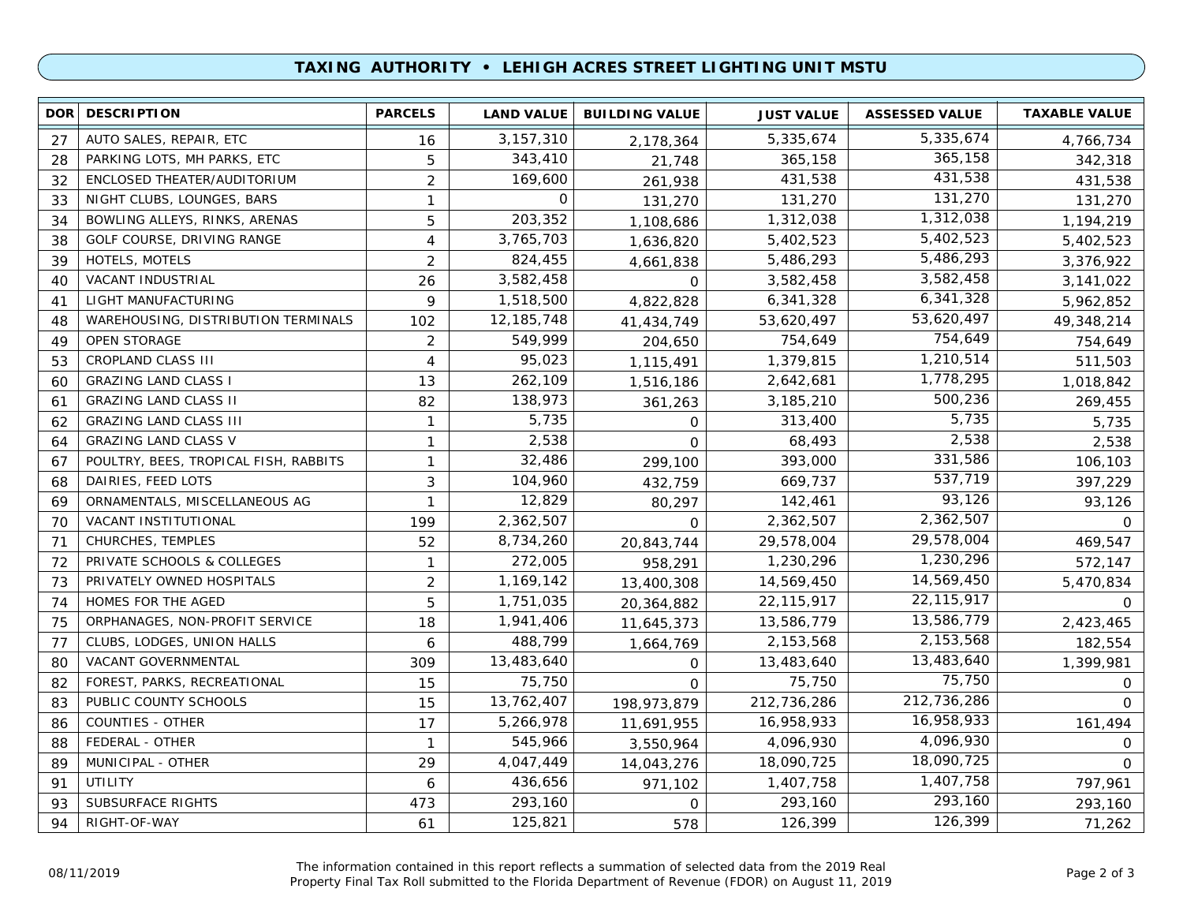## TAXING AUTHORITY • LEHIGH ACRES STREET LIGHTING UNIT MSTU

| DOR | DESCRIPTION | PARCELS | LAND VALUE | BUILDING VALUE | JUST VALUE | ASSESSED VALUE | TAXABLE VALUE |
|---|---|---|---|---|---|---|---|
| 27 | AUTO SALES, REPAIR, ETC | 16 | 3,157,310 | 2,178,364 | 5,335,674 | 5,335,674 | 4,766,734 |
| 28 | PARKING LOTS, MH PARKS, ETC | 5 | 343,410 | 21,748 | 365,158 | 365,158 | 342,318 |
| 32 | ENCLOSED THEATER/AUDITORIUM | 2 | 169,600 | 261,938 | 431,538 | 431,538 | 431,538 |
| 33 | NIGHT CLUBS, LOUNGES, BARS | 1 | 0 | 131,270 | 131,270 | 131,270 | 131,270 |
| 34 | BOWLING ALLEYS, RINKS, ARENAS | 5 | 203,352 | 1,108,686 | 1,312,038 | 1,312,038 | 1,194,219 |
| 38 | GOLF COURSE, DRIVING RANGE | 4 | 3,765,703 | 1,636,820 | 5,402,523 | 5,402,523 | 5,402,523 |
| 39 | HOTELS, MOTELS | 2 | 824,455 | 4,661,838 | 5,486,293 | 5,486,293 | 3,376,922 |
| 40 | VACANT INDUSTRIAL | 26 | 3,582,458 | 0 | 3,582,458 | 3,582,458 | 3,141,022 |
| 41 | LIGHT MANUFACTURING | 9 | 1,518,500 | 4,822,828 | 6,341,328 | 6,341,328 | 5,962,852 |
| 48 | WAREHOUSING, DISTRIBUTION TERMINALS | 102 | 12,185,748 | 41,434,749 | 53,620,497 | 53,620,497 | 49,348,214 |
| 49 | OPEN STORAGE | 2 | 549,999 | 204,650 | 754,649 | 754,649 | 754,649 |
| 53 | CROPLAND CLASS III | 4 | 95,023 | 1,115,491 | 1,379,815 | 1,210,514 | 511,503 |
| 60 | GRAZING LAND CLASS I | 13 | 262,109 | 1,516,186 | 2,642,681 | 1,778,295 | 1,018,842 |
| 61 | GRAZING LAND CLASS II | 82 | 138,973 | 361,263 | 3,185,210 | 500,236 | 269,455 |
| 62 | GRAZING LAND CLASS III | 1 | 5,735 | 0 | 313,400 | 5,735 | 5,735 |
| 64 | GRAZING LAND CLASS V | 1 | 2,538 | 0 | 68,493 | 2,538 | 2,538 |
| 67 | POULTRY, BEES, TROPICAL FISH, RABBITS | 1 | 32,486 | 299,100 | 393,000 | 331,586 | 106,103 |
| 68 | DAIRIES, FEED LOTS | 3 | 104,960 | 432,759 | 669,737 | 537,719 | 397,229 |
| 69 | ORNAMENTALS, MISCELLANEOUS AG | 1 | 12,829 | 80,297 | 142,461 | 93,126 | 93,126 |
| 70 | VACANT INSTITUTIONAL | 199 | 2,362,507 | 0 | 2,362,507 | 2,362,507 | 0 |
| 71 | CHURCHES, TEMPLES | 52 | 8,734,260 | 20,843,744 | 29,578,004 | 29,578,004 | 469,547 |
| 72 | PRIVATE SCHOOLS & COLLEGES | 1 | 272,005 | 958,291 | 1,230,296 | 1,230,296 | 572,147 |
| 73 | PRIVATELY OWNED HOSPITALS | 2 | 1,169,142 | 13,400,308 | 14,569,450 | 14,569,450 | 5,470,834 |
| 74 | HOMES FOR THE AGED | 5 | 1,751,035 | 20,364,882 | 22,115,917 | 22,115,917 | 0 |
| 75 | ORPHANAGES, NON-PROFIT SERVICE | 18 | 1,941,406 | 11,645,373 | 13,586,779 | 13,586,779 | 2,423,465 |
| 77 | CLUBS, LODGES, UNION HALLS | 6 | 488,799 | 1,664,769 | 2,153,568 | 2,153,568 | 182,554 |
| 80 | VACANT GOVERNMENTAL | 309 | 13,483,640 | 0 | 13,483,640 | 13,483,640 | 1,399,981 |
| 82 | FOREST, PARKS, RECREATIONAL | 15 | 75,750 | 0 | 75,750 | 75,750 | 0 |
| 83 | PUBLIC COUNTY SCHOOLS | 15 | 13,762,407 | 198,973,879 | 212,736,286 | 212,736,286 | 0 |
| 86 | COUNTIES - OTHER | 17 | 5,266,978 | 11,691,955 | 16,958,933 | 16,958,933 | 161,494 |
| 88 | FEDERAL - OTHER | 1 | 545,966 | 3,550,964 | 4,096,930 | 4,096,930 | 0 |
| 89 | MUNICIPAL - OTHER | 29 | 4,047,449 | 14,043,276 | 18,090,725 | 18,090,725 | 0 |
| 91 | UTILITY | 6 | 436,656 | 971,102 | 1,407,758 | 1,407,758 | 797,961 |
| 93 | SUBSURFACE RIGHTS | 473 | 293,160 | 0 | 293,160 | 293,160 | 293,160 |
| 94 | RIGHT-OF-WAY | 61 | 125,821 | 578 | 126,399 | 126,399 | 71,262 |

08/11/2019

The information contained in this report reflects a summation of selected data from the 2019 Real Property Final Tax Roll submitted to the Florida Department of Revenue (FDOR) on August 11, 2019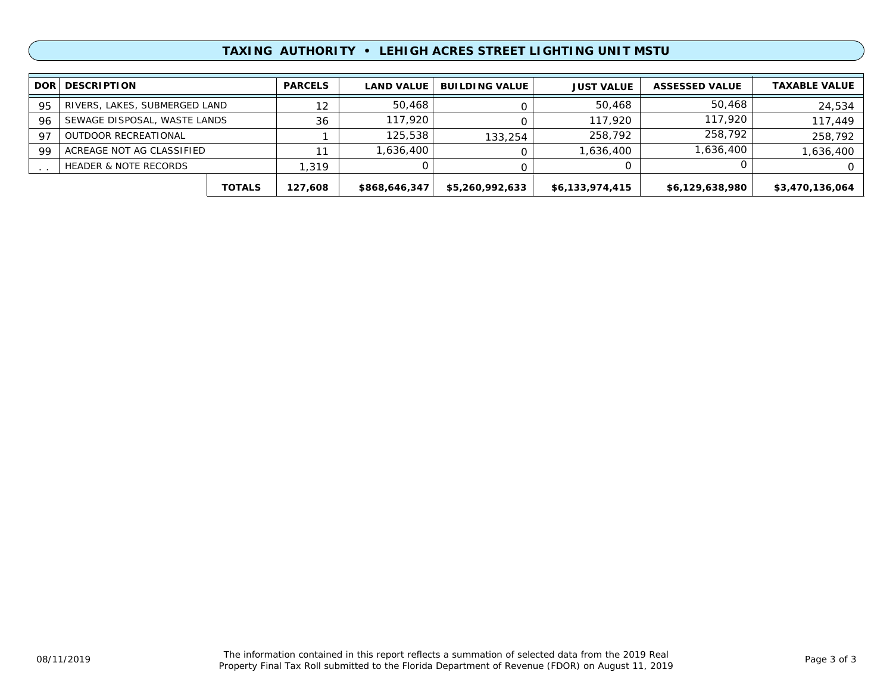## TAXING AUTHORITY • LEHIGH ACRES STREET LIGHTING UNIT MSTU

| DOR | DESCRIPTION | PARCELS | LAND VALUE | BUILDING VALUE | JUST VALUE | ASSESSED VALUE | TAXABLE VALUE |
|---|---|---|---|---|---|---|---|
| 95 | RIVERS, LAKES, SUBMERGED LAND | 12 | 50,468 | 0 | 50,468 | 50,468 | 24,534 |
| 96 | SEWAGE DISPOSAL, WASTE LANDS | 36 | 117,920 | 0 | 117,920 | 117,920 | 117,449 |
| 97 | OUTDOOR RECREATIONAL | 1 | 125,538 | 133,254 | 258,792 | 258,792 | 258,792 |
| 99 | ACREAGE NOT AG CLASSIFIED | 11 | 1,636,400 | 0 | 1,636,400 | 1,636,400 | 1,636,400 |
| . . | HEADER & NOTE RECORDS | 1,319 | 0 | 0 | 0 | 0 | 0 |
| | **TOTALS** | **127,608** | **$868,646,347** | **$5,260,992,633** | **$6,133,974,415** | **$6,129,638,980** | **$3,470,136,064** |

08/11/2019

The information contained in this report reflects a summation of selected data from the 2019 Real Property Final Tax Roll submitted to the Florida Department of Revenue (FDOR) on August 11, 2019